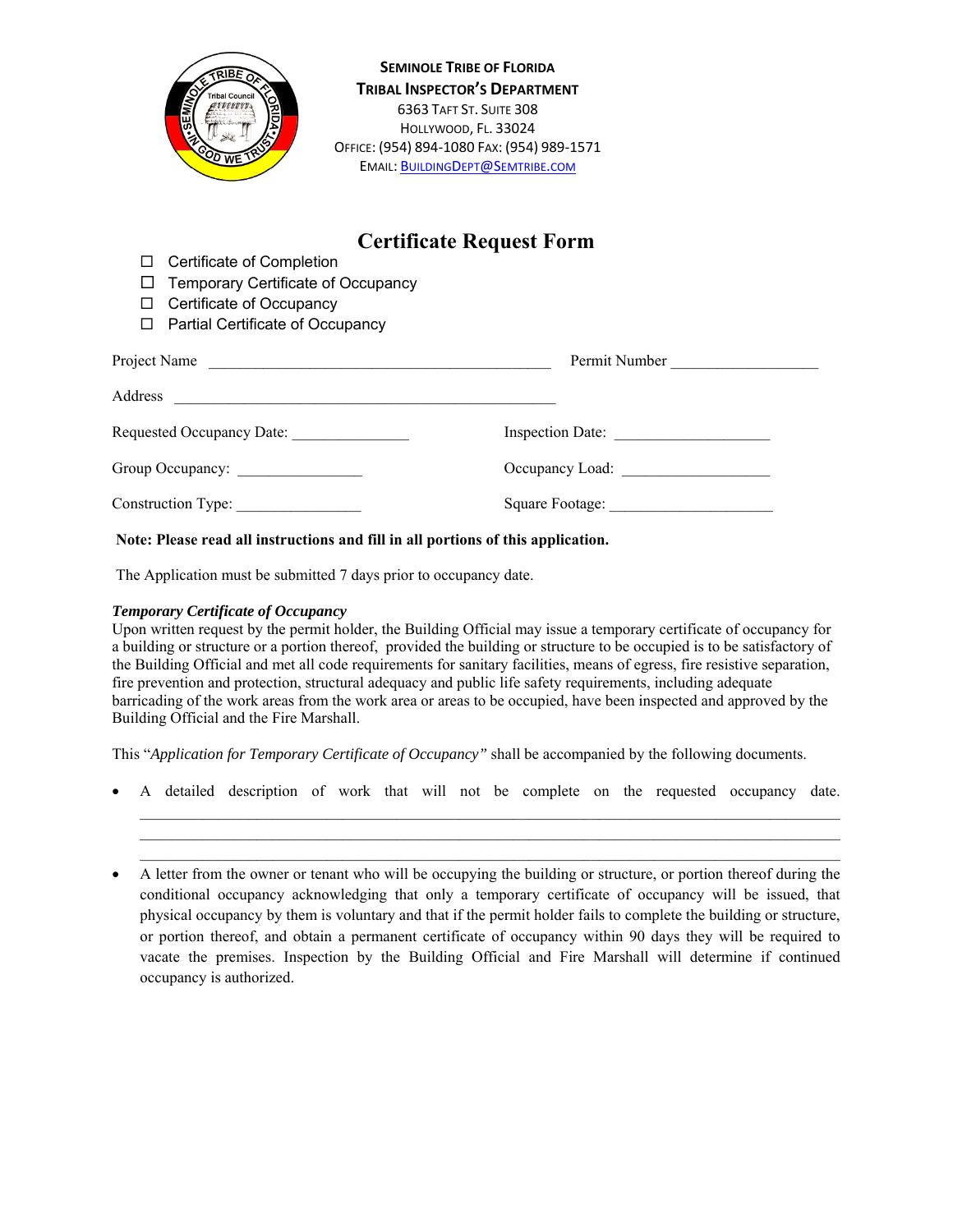**SEMINOLE TRIBE OF FLORIDA**
**TRIBAL INSPECTOR'S DEPARTMENT**
6363 TAFT ST. SUITE 308
HOLLYWOOD, FL. 33024
OFFICE: (954) 894-1080 FAX: (954) 989-1571
EMAIL: BUILDINGDEPT@SEMTRIBE.COM

# Certificate Request Form

- ☐ Certificate of Completion
- ☐ Temporary Certificate of Occupancy
- ☐ Certificate of Occupancy
- ☐ Partial Certificate of Occupancy

Project Name ____________________________________________ Permit Number ___________________

Address ________________________________________________

Requested Occupancy Date: _______________ Inspection Date: ____________________

Group Occupancy: ________________ Occupancy Load: ___________________

Construction Type: ________________ Square Footage: _____________________

**Note: Please read all instructions and fill in all portions of this application.**

The Application must be submitted 7 days prior to occupancy date.

***Temporary Certificate of Occupancy***

Upon written request by the permit holder, the Building Official may issue a temporary certificate of occupancy for a building or structure or a portion thereof, provided the building or structure to be occupied is to be satisfactory of the Building Official and met all code requirements for sanitary facilities, means of egress, fire resistive separation, fire prevention and protection, structural adequacy and public life safety requirements, including adequate barricading of the work areas from the work area or areas to be occupied, have been inspected and approved by the Building Official and the Fire Marshall.

This "*Application for Temporary Certificate of Occupancy"* shall be accompanied by the following documents.

- A detailed description of work that will not be complete on the requested occupancy date. ________________________________________________________________________________
________________________________________________________________________________
________________________________________________________________________________
- A letter from the owner or tenant who will be occupying the building or structure, or portion thereof during the conditional occupancy acknowledging that only a temporary certificate of occupancy will be issued, that physical occupancy by them is voluntary and that if the permit holder fails to complete the building or structure, or portion thereof, and obtain a permanent certificate of occupancy within 90 days they will be required to vacate the premises. Inspection by the Building Official and Fire Marshall will determine if continued occupancy is authorized.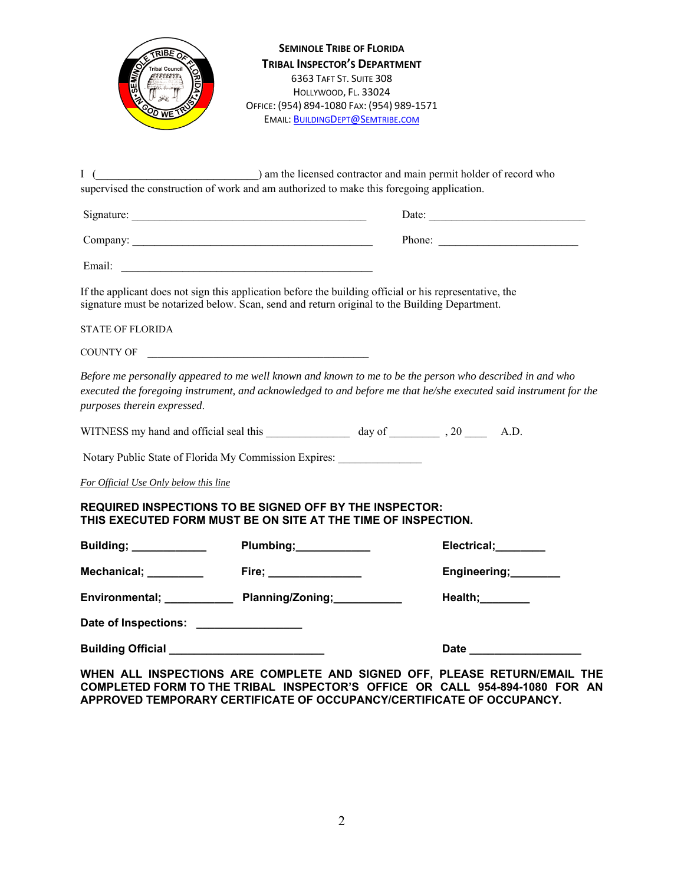**SEMINOLE TRIBE OF FLORIDA**
**TRIBAL INSPECTOR'S DEPARTMENT**
6363 TAFT ST. SUITE 308
HOLLYWOOD, FL. 33024
OFFICE: (954) 894-1080 FAX: (954) 989-1571
EMAIL: BUILDINGDEPT@SEMTRIBE.COM

I (____________________________) am the licensed contractor and main permit holder of record who supervised the construction of work and am authorized to make this foregoing application.

Signature: ________________________________________ Date: ___________________________

Company: __________________________________________ Phone: _________________________

Email: ______________________________________________

If the applicant does not sign this application before the building official or his representative, the signature must be notarized below. Scan, send and return original to the Building Department.

STATE OF FLORIDA

COUNTY OF ________________________________________

*Before me personally appeared to me well known and known to me to be the person who described in and who executed the foregoing instrument, and acknowledged to and before me that he/she executed said instrument for the purposes therein expressed.*

WITNESS my hand and official seal this _______________ day of _________ , 20 ____ A.D.

Notary Public State of Florida My Commission Expires: _______________

*For Official Use Only below this line*

**REQUIRED INSPECTIONS TO BE SIGNED OFF BY THE INSPECTOR:**
**THIS EXECUTED FORM MUST BE ON SITE AT THE TIME OF INSPECTION.**

**Building; ____________** **Plumbing;____________** **Electrical;________**

**Mechanical; _________** **Fire; _______________** **Engineering;________**

**Environmental; ___________** **Planning/Zoning;___________** **Health;________**

**Date of Inspections: _________________**

**Building Official _________________________** **Date __________________**

**WHEN ALL INSPECTIONS ARE COMPLETE AND SIGNED OFF, PLEASE RETURN/EMAIL THE COMPLETED FORM TO THE TRIBAL INSPECTOR'S OFFICE OR CALL 954-894-1080 FOR AN APPROVED TEMPORARY CERTIFICATE OF OCCUPANCY/CERTIFICATE OF OCCUPANCY.**